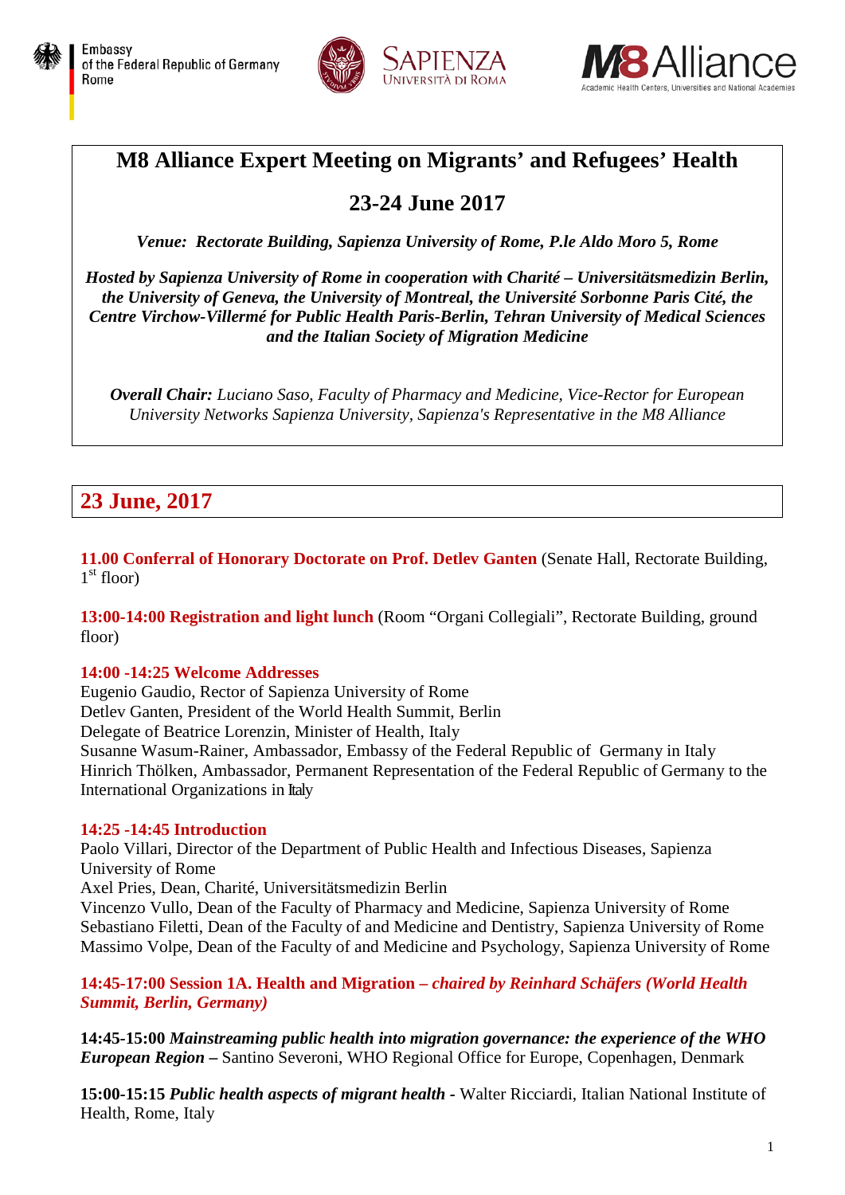Embassy of the Federal Republic of Germany Rome

SAPIENZA UNIVERSITÀ DI ROMA

M8 Alliance — Academic Health Centers, Universities and National Academies

# M8 Alliance Expert Meeting on Migrants' and Refugees' Health

## 23-24 June 2017

***Venue: Rectorate Building, Sapienza University of Rome, P.le Aldo Moro 5, Rome***

***Hosted by Sapienza University of Rome in cooperation with Charité – Universitätsmedizin Berlin, the University of Geneva, the University of Montreal, the Université Sorbonne Paris Cité, the Centre Virchow-Villermé for Public Health Paris-Berlin, Tehran University of Medical Sciences and the Italian Society of Migration Medicine***

***Overall Chair:*** *Luciano Saso, Faculty of Pharmacy and Medicine, Vice-Rector for European University Networks Sapienza University, Sapienza's Representative in the M8 Alliance*

## 23 June, 2017

**11.00 Conferral of Honorary Doctorate on Prof. Detlev Ganten** (Senate Hall, Rectorate Building, 1st floor)

**13:00-14:00 Registration and light lunch** (Room "Organi Collegiali", Rectorate Building, ground floor)

**14:00 -14:25 Welcome Addresses**
Eugenio Gaudio, Rector of Sapienza University of Rome
Detlev Ganten, President of the World Health Summit, Berlin
Delegate of Beatrice Lorenzin, Minister of Health, Italy
Susanne Wasum-Rainer, Ambassador, Embassy of the Federal Republic of Germany in Italy
Hinrich Thölken, Ambassador, Permanent Representation of the Federal Republic of Germany to the International Organizations in Italy

**14:25 -14:45 Introduction**
Paolo Villari, Director of the Department of Public Health and Infectious Diseases, Sapienza University of Rome
Axel Pries, Dean, Charité, Universitätsmedizin Berlin
Vincenzo Vullo, Dean of the Faculty of Pharmacy and Medicine, Sapienza University of Rome
Sebastiano Filetti, Dean of the Faculty of and Medicine and Dentistry, Sapienza University of Rome
Massimo Volpe, Dean of the Faculty of and Medicine and Psychology, Sapienza University of Rome

**14:45-17:00 Session 1A. Health and Migration –** ***chaired by Reinhard Schäfers (World Health Summit, Berlin, Germany)***

**14:45-15:00** ***Mainstreaming public health into migration governance: the experience of the WHO European Region*** **–** Santino Severoni, WHO Regional Office for Europe, Copenhagen, Denmark

**15:00-15:15** ***Public health aspects of migrant health*** **-** Walter Ricciardi, Italian National Institute of Health, Rome, Italy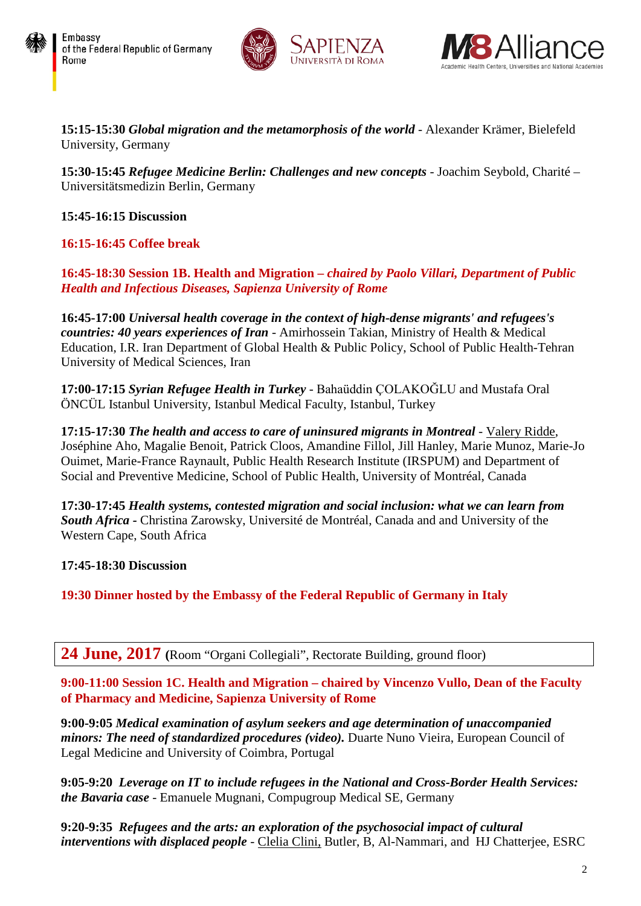**15:15-15:30** ***Global migration and the metamorphosis of the world*** - Alexander Krämer, Bielefeld University, Germany

**15:30-15:45** ***Refugee Medicine Berlin: Challenges and new concepts*** - Joachim Seybold, Charité – Universitätsmedizin Berlin, Germany

**15:45-16:15 Discussion**

**16:15-16:45 Coffee break**

**16:45-18:30 Session 1B. Health and Migration –** ***chaired by Paolo Villari, Department of Public Health and Infectious Diseases, Sapienza University of Rome***

**16:45-17:00** ***Universal health coverage in the context of high-dense migrants' and refugees's countries: 40 years experiences of Iran*** - Amirhossein Takian, Ministry of Health & Medical Education, I.R. Iran Department of Global Health & Public Policy, School of Public Health-Tehran University of Medical Sciences, Iran

**17:00-17:15** ***Syrian Refugee Health in Turkey*** - Bahaüddin ÇOLAKOĞLU and Mustafa Oral ÖNCÜL Istanbul University, Istanbul Medical Faculty, Istanbul, Turkey

**17:15-17:30** ***The health and access to care of uninsured migrants in Montreal*** - Valery Ridde, Joséphine Aho, Magalie Benoit, Patrick Cloos, Amandine Fillol, Jill Hanley, Marie Munoz, Marie-Jo Ouimet, Marie-France Raynault, Public Health Research Institute (IRSPUM) and Department of Social and Preventive Medicine, School of Public Health, University of Montréal, Canada

**17:30-17:45** ***Health systems, contested migration and social inclusion: what we can learn from South Africa*** - Christina Zarowsky, Université de Montréal, Canada and and University of the Western Cape, South Africa

**17:45-18:30 Discussion**

**19:30 Dinner hosted by the Embassy of the Federal Republic of Germany in Italy**

## 24 June, 2017 (Room "Organi Collegiali", Rectorate Building, ground floor)

**9:00-11:00 Session 1C. Health and Migration – chaired by Vincenzo Vullo, Dean of the Faculty of Pharmacy and Medicine, Sapienza University of Rome**

**9:00-9:05** ***Medical examination of asylum seekers and age determination of unaccompanied minors: The need of standardized procedures (video).*** Duarte Nuno Vieira, European Council of Legal Medicine and University of Coimbra, Portugal

**9:05-9:20** ***Leverage on IT to include refugees in the National and Cross-Border Health Services: the Bavaria case*** - Emanuele Mugnani, Compugroup Medical SE, Germany

**9:20-9:35** ***Refugees and the arts: an exploration of the psychosocial impact of cultural interventions with displaced people*** - Clelia Clini, Butler, B, Al-Nammari, and HJ Chatterjee, ESRC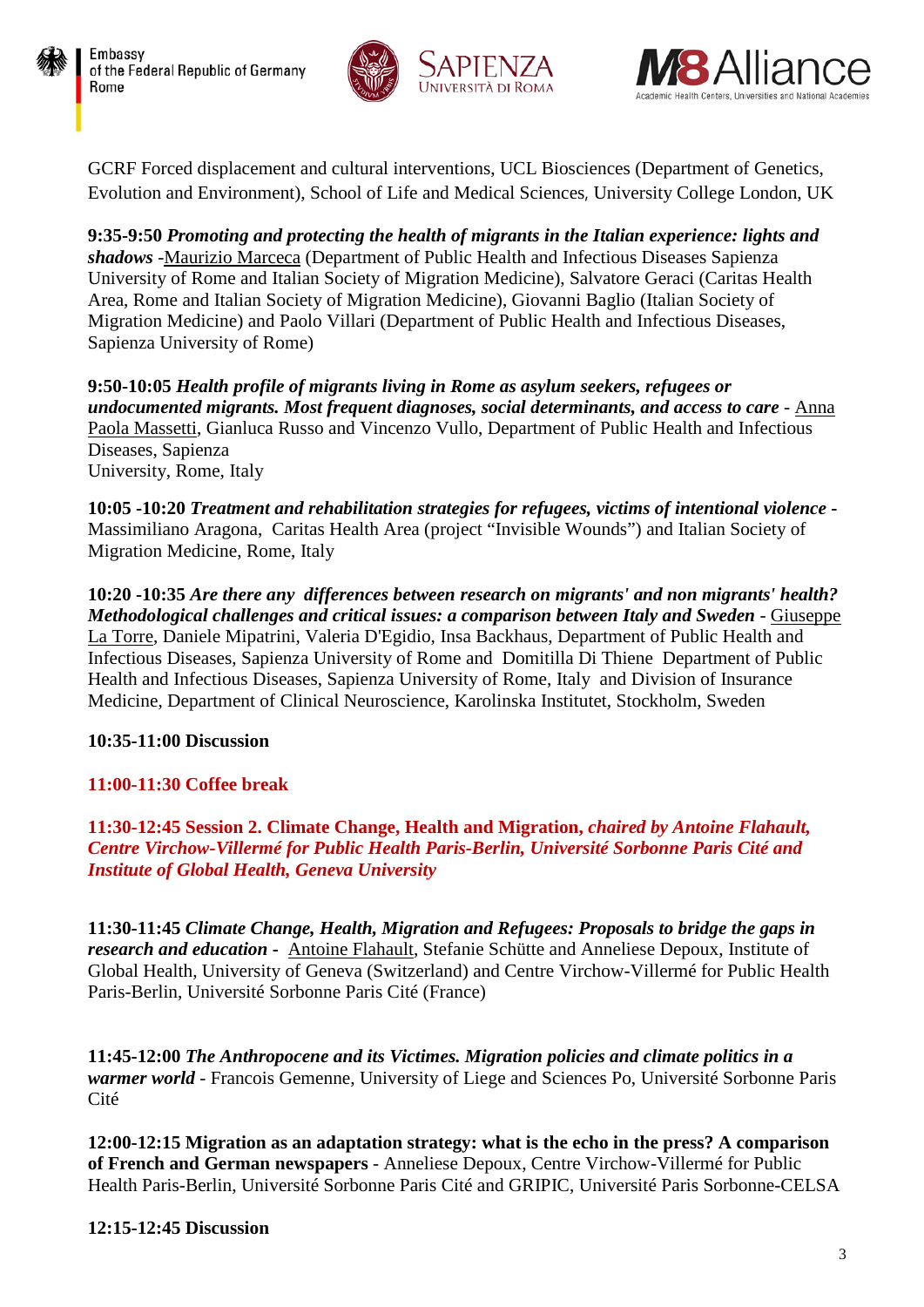GCRF Forced displacement and cultural interventions, UCL Biosciences (Department of Genetics, Evolution and Environment), School of Life and Medical Sciences, University College London, UK

**9:35-9:50** ***Promoting and protecting the health of migrants in the Italian experience: lights and shadows*** -Maurizio Marceca (Department of Public Health and Infectious Diseases Sapienza University of Rome and Italian Society of Migration Medicine), Salvatore Geraci (Caritas Health Area, Rome and Italian Society of Migration Medicine), Giovanni Baglio (Italian Society of Migration Medicine) and Paolo Villari (Department of Public Health and Infectious Diseases, Sapienza University of Rome)

**9:50-10:05** ***Health profile of migrants living in Rome as asylum seekers, refugees or undocumented migrants. Most frequent diagnoses, social determinants, and access to care*** - Anna Paola Massetti, Gianluca Russo and Vincenzo Vullo, Department of Public Health and Infectious Diseases, Sapienza University, Rome, Italy

**10:05 -10:20** ***Treatment and rehabilitation strategies for refugees, victims of intentional violence*** - Massimiliano Aragona, Caritas Health Area (project "Invisible Wounds") and Italian Society of Migration Medicine, Rome, Italy

**10:20 -10:35** ***Are there any differences between research on migrants' and non migrants' health? Methodological challenges and critical issues: a comparison between Italy and Sweden*** - Giuseppe La Torre, Daniele Mipatrini, Valeria D'Egidio, Insa Backhaus, Department of Public Health and Infectious Diseases, Sapienza University of Rome and Domitilla Di Thiene Department of Public Health and Infectious Diseases, Sapienza University of Rome, Italy and Division of Insurance Medicine, Department of Clinical Neuroscience, Karolinska Institutet, Stockholm, Sweden

**10:35-11:00 Discussion**

**11:00-11:30 Coffee break**

**11:30-12:45 Session 2. Climate Change, Health and Migration,** ***chaired by Antoine Flahault, Centre Virchow-Villermé for Public Health Paris-Berlin, Université Sorbonne Paris Cité and Institute of Global Health, Geneva University***

**11:30-11:45** ***Climate Change, Health, Migration and Refugees: Proposals to bridge the gaps in research and education*** - Antoine Flahault, Stefanie Schütte and Anneliese Depoux, Institute of Global Health, University of Geneva (Switzerland) and Centre Virchow-Villermé for Public Health Paris-Berlin, Université Sorbonne Paris Cité (France)

**11:45-12:00** ***The Anthropocene and its Victimes. Migration policies and climate politics in a warmer world*** - Francois Gemenne, University of Liege and Sciences Po, Université Sorbonne Paris Cité

**12:00-12:15 Migration as an adaptation strategy: what is the echo in the press? A comparison of French and German newspapers** - Anneliese Depoux, Centre Virchow-Villermé for Public Health Paris-Berlin, Université Sorbonne Paris Cité and GRIPIC, Université Paris Sorbonne-CELSA

**12:15-12:45 Discussion**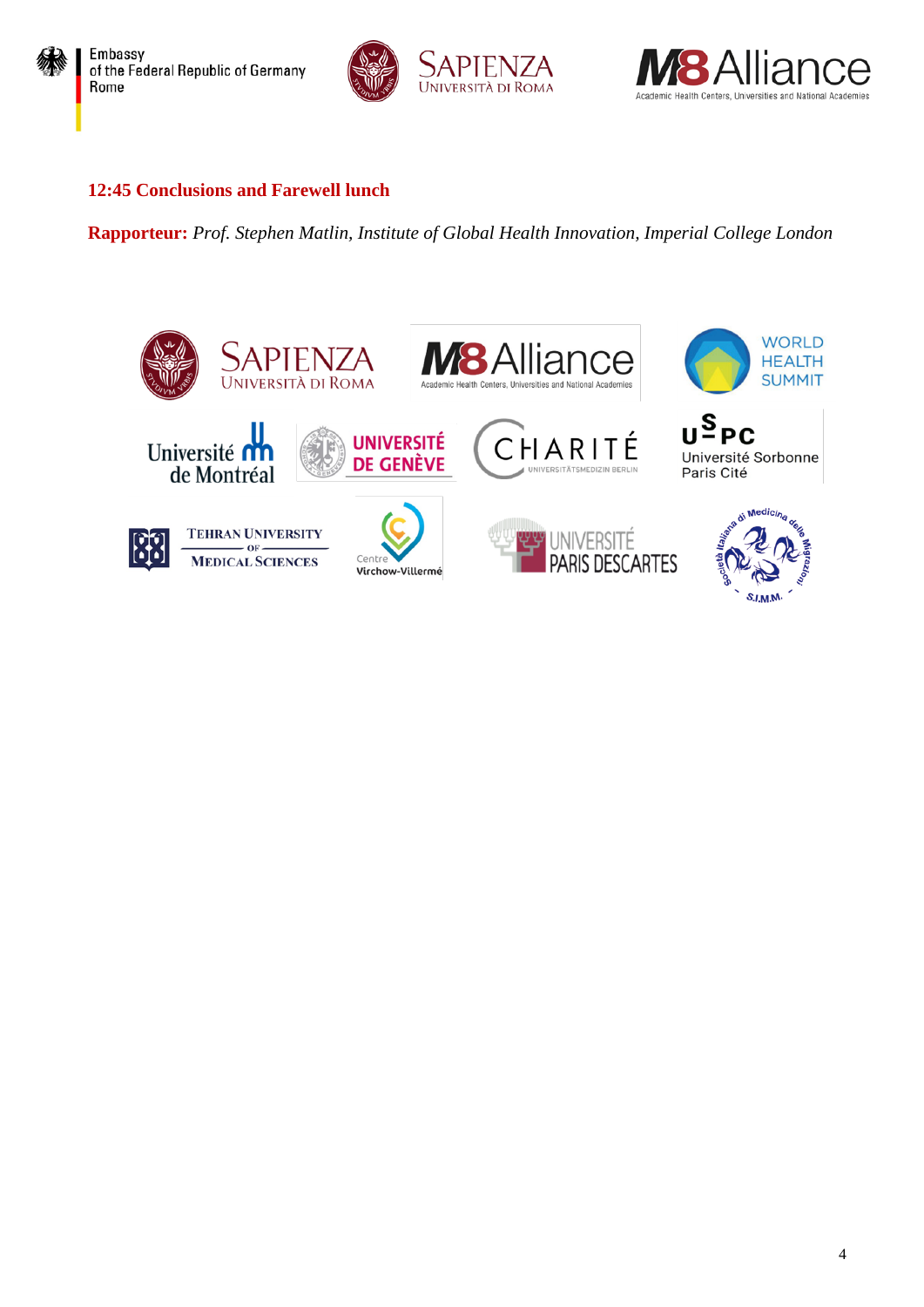**12:45 Conclusions and Farewell lunch**

**Rapporteur:** *Prof. Stephen Matlin, Institute of Global Health Innovation, Imperial College London*